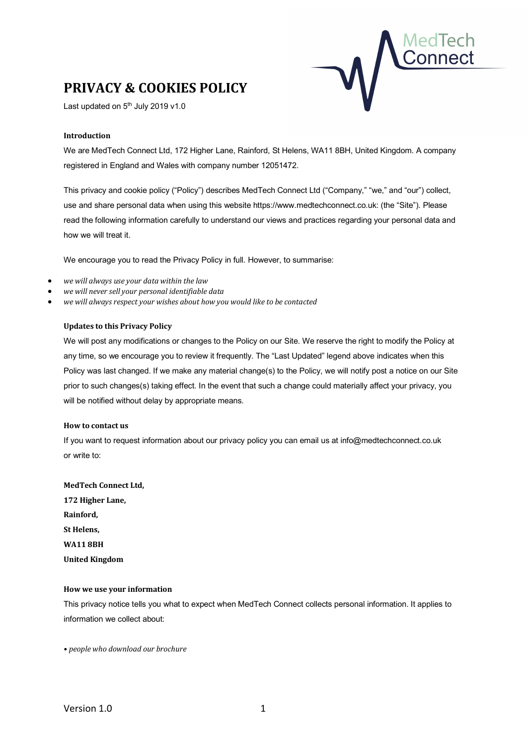# PRIVACY & COOKIES POLICY

Last updated on 5th July 2019 v1.0

### Introduction

We are MedTech Connect Ltd, 172 Higher Lane, Rainford, St Helens, WA11 8BH, United Kingdom. A company registered in England and Wales with company number 12051472.

This privacy and cookie policy ("Policy") describes MedTech Connect Ltd ("Company," "we," and "our") collect, use and share personal data when using this website https://www.medtechconnect.co.uk: (the "Site"). Please read the following information carefully to understand our views and practices regarding your personal data and how we will treat it.

We encourage you to read the Privacy Policy in full. However, to summarise:

- *we will always use your data within the law*
- *we will never sell your personal identifiable data*
- *we will always respect your wishes about how you would like to be contacted*

### Updates to this Privacy Policy

We will post any modifications or changes to the Policy on our Site. We reserve the right to modify the Policy at any time, so we encourage you to review it frequently. The "Last Updated" legend above indicates when this Policy was last changed. If we make any material change(s) to the Policy, we will notify post a notice on our Site prior to such changes(s) taking effect. In the event that such a change could materially affect your privacy, you will be notified without delay by appropriate means.

### How to contact us

If you want to request information about our privacy policy you can email us at info@medtechconnect.co.uk or write to:

**MedTech Connect Ltd,**
**172 Higher Lane,**
**Rainford,**
**St Helens,**
**WA11 8BH**
**United Kingdom**

### How we use your information

This privacy notice tells you what to expect when MedTech Connect collects personal information. It applies to information we collect about:

• *people who download our brochure*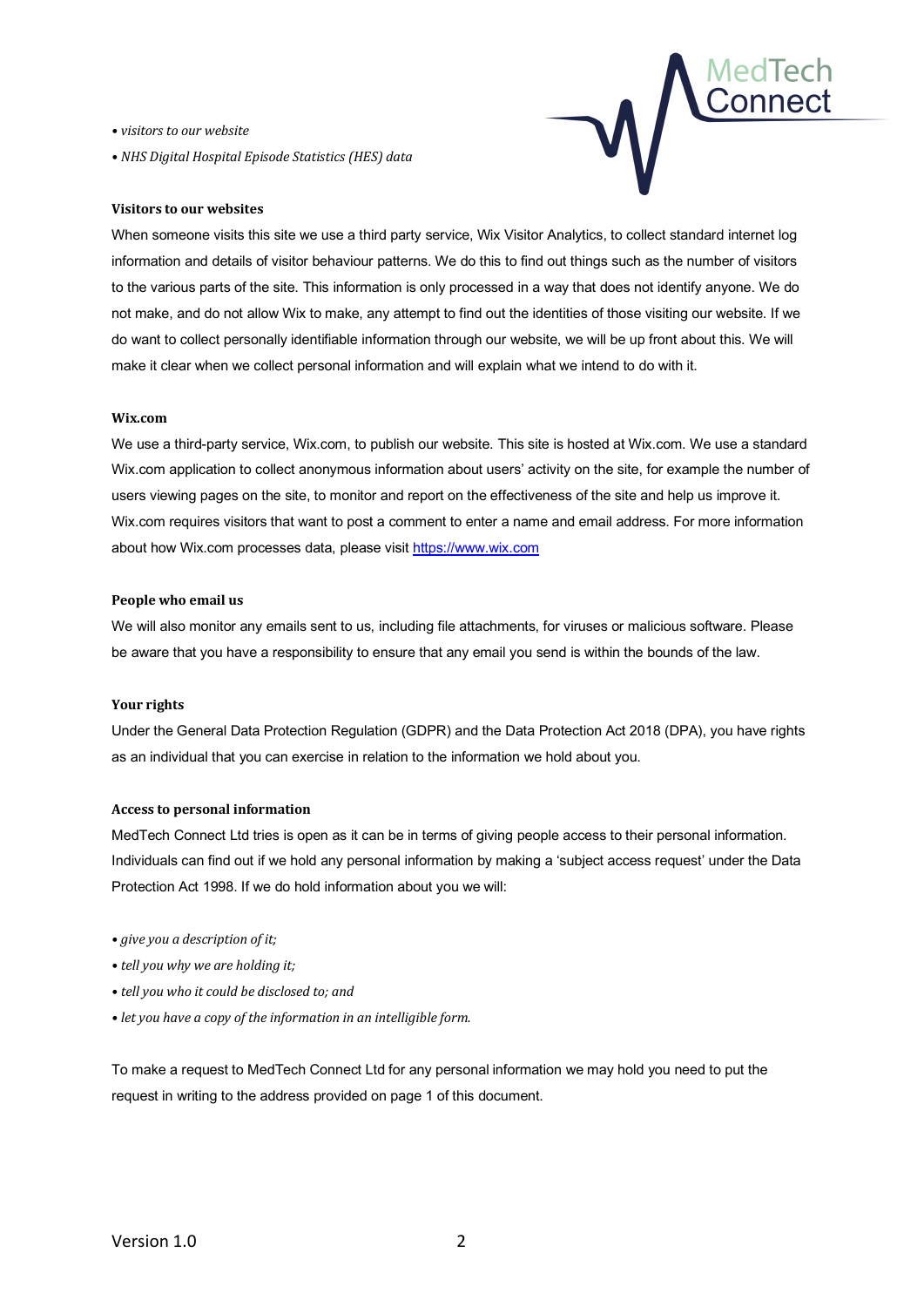- *visitors to our website*
- *NHS Digital Hospital Episode Statistics (HES) data*

**Visitors to our websites**

When someone visits this site we use a third party service, Wix Visitor Analytics, to collect standard internet log information and details of visitor behaviour patterns. We do this to find out things such as the number of visitors to the various parts of the site. This information is only processed in a way that does not identify anyone. We do not make, and do not allow Wix to make, any attempt to find out the identities of those visiting our website. If we do want to collect personally identifiable information through our website, we will be up front about this. We will make it clear when we collect personal information and will explain what we intend to do with it.

**Wix.com**

We use a third-party service, Wix.com, to publish our website. This site is hosted at Wix.com. We use a standard Wix.com application to collect anonymous information about users' activity on the site, for example the number of users viewing pages on the site, to monitor and report on the effectiveness of the site and help us improve it. Wix.com requires visitors that want to post a comment to enter a name and email address. For more information about how Wix.com processes data, please visit [https://www.wix.com](https://www.wix.com)

**People who email us**

We will also monitor any emails sent to us, including file attachments, for viruses or malicious software. Please be aware that you have a responsibility to ensure that any email you send is within the bounds of the law.

**Your rights**

Under the General Data Protection Regulation (GDPR) and the Data Protection Act 2018 (DPA), you have rights as an individual that you can exercise in relation to the information we hold about you.

**Access to personal information**

MedTech Connect Ltd tries is open as it can be in terms of giving people access to their personal information. Individuals can find out if we hold any personal information by making a 'subject access request' under the Data Protection Act 1998. If we do hold information about you we will:

- *give you a description of it;*
- *tell you why we are holding it;*
- *tell you who it could be disclosed to; and*
- *let you have a copy of the information in an intelligible form.*

To make a request to MedTech Connect Ltd for any personal information we may hold you need to put the request in writing to the address provided on page 1 of this document.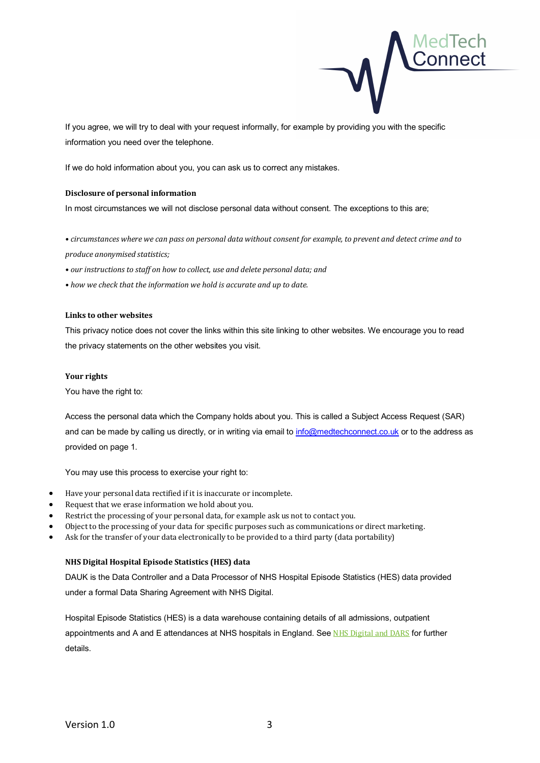If you agree, we will try to deal with your request informally, for example by providing you with the specific information you need over the telephone.

If we do hold information about you, you can ask us to correct any mistakes.

**Disclosure of personal information**

In most circumstances we will not disclose personal data without consent. The exceptions to this are;

*• circumstances where we can pass on personal data without consent for example, to prevent and detect crime and to produce anonymised statistics;*

*• our instructions to staff on how to collect, use and delete personal data; and*

*• how we check that the information we hold is accurate and up to date.*

**Links to other websites**

This privacy notice does not cover the links within this site linking to other websites. We encourage you to read the privacy statements on the other websites you visit.

**Your rights**

You have the right to:

Access the personal data which the Company holds about you. This is called a Subject Access Request (SAR) and can be made by calling us directly, or in writing via email to info@medtechconnect.co.uk or to the address as provided on page 1.

You may use this process to exercise your right to:

- Have your personal data rectified if it is inaccurate or incomplete.
- Request that we erase information we hold about you.
- Restrict the processing of your personal data, for example ask us not to contact you.
- Object to the processing of your data for specific purposes such as communications or direct marketing.
- Ask for the transfer of your data electronically to be provided to a third party (data portability)

**NHS Digital Hospital Episode Statistics (HES) data**

DAUK is the Data Controller and a Data Processor of NHS Hospital Episode Statistics (HES) data provided under a formal Data Sharing Agreement with NHS Digital.

Hospital Episode Statistics (HES) is a data warehouse containing details of all admissions, outpatient appointments and A and E attendances at NHS hospitals in England. See NHS Digital and DARS for further details.

Version 1.0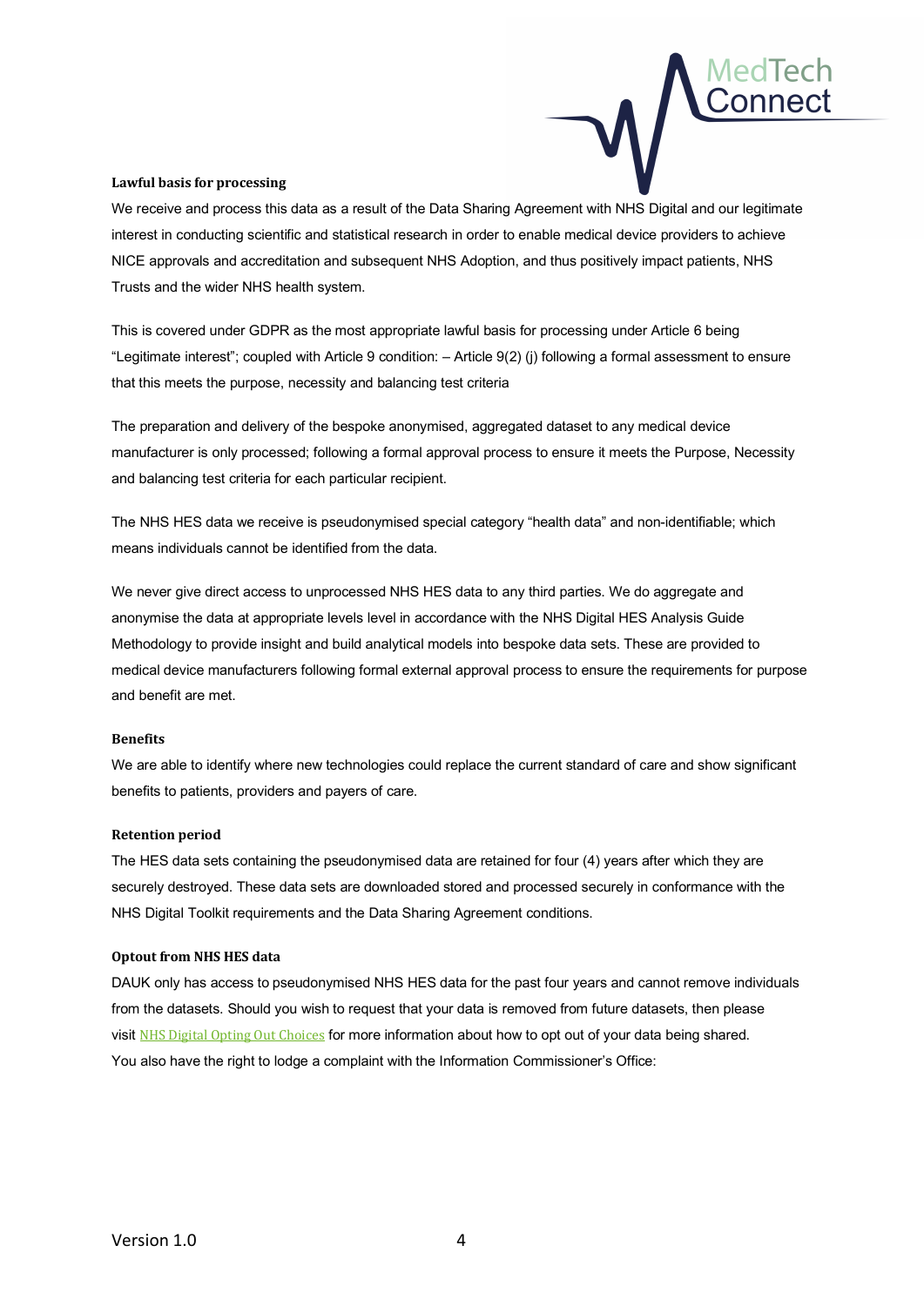**Lawful basis for processing**

We receive and process this data as a result of the Data Sharing Agreement with NHS Digital and our legitimate interest in conducting scientific and statistical research in order to enable medical device providers to achieve NICE approvals and accreditation and subsequent NHS Adoption, and thus positively impact patients, NHS Trusts and the wider NHS health system.

This is covered under GDPR as the most appropriate lawful basis for processing under Article 6 being "Legitimate interest"; coupled with Article 9 condition: – Article 9(2) (j) following a formal assessment to ensure that this meets the purpose, necessity and balancing test criteria

The preparation and delivery of the bespoke anonymised, aggregated dataset to any medical device manufacturer is only processed; following a formal approval process to ensure it meets the Purpose, Necessity and balancing test criteria for each particular recipient.

The NHS HES data we receive is pseudonymised special category "health data" and non-identifiable; which means individuals cannot be identified from the data.

We never give direct access to unprocessed NHS HES data to any third parties. We do aggregate and anonymise the data at appropriate levels level in accordance with the NHS Digital HES Analysis Guide Methodology to provide insight and build analytical models into bespoke data sets. These are provided to medical device manufacturers following formal external approval process to ensure the requirements for purpose and benefit are met.

**Benefits**

We are able to identify where new technologies could replace the current standard of care and show significant benefits to patients, providers and payers of care.

**Retention period**

The HES data sets containing the pseudonymised data are retained for four (4) years after which they are securely destroyed. These data sets are downloaded stored and processed securely in conformance with the NHS Digital Toolkit requirements and the Data Sharing Agreement conditions.

**Optout from NHS HES data**

DAUK only has access to pseudonymised NHS HES data for the past four years and cannot remove individuals from the datasets. Should you wish to request that your data is removed from future datasets, then please visit NHS Digital Opting Out Choices for more information about how to opt out of your data being shared.
You also have the right to lodge a complaint with the Information Commissioner's Office:

Version 1.0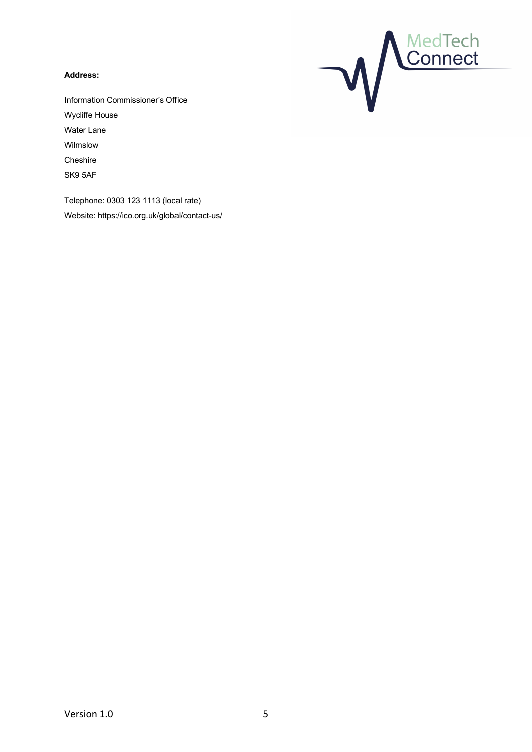**Address:**

Information Commissioner's Office
Wycliffe House
Water Lane
Wilmslow
Cheshire
SK9 5AF

Telephone: 0303 123 1113 (local rate)
Website: https://ico.org.uk/global/contact-us/